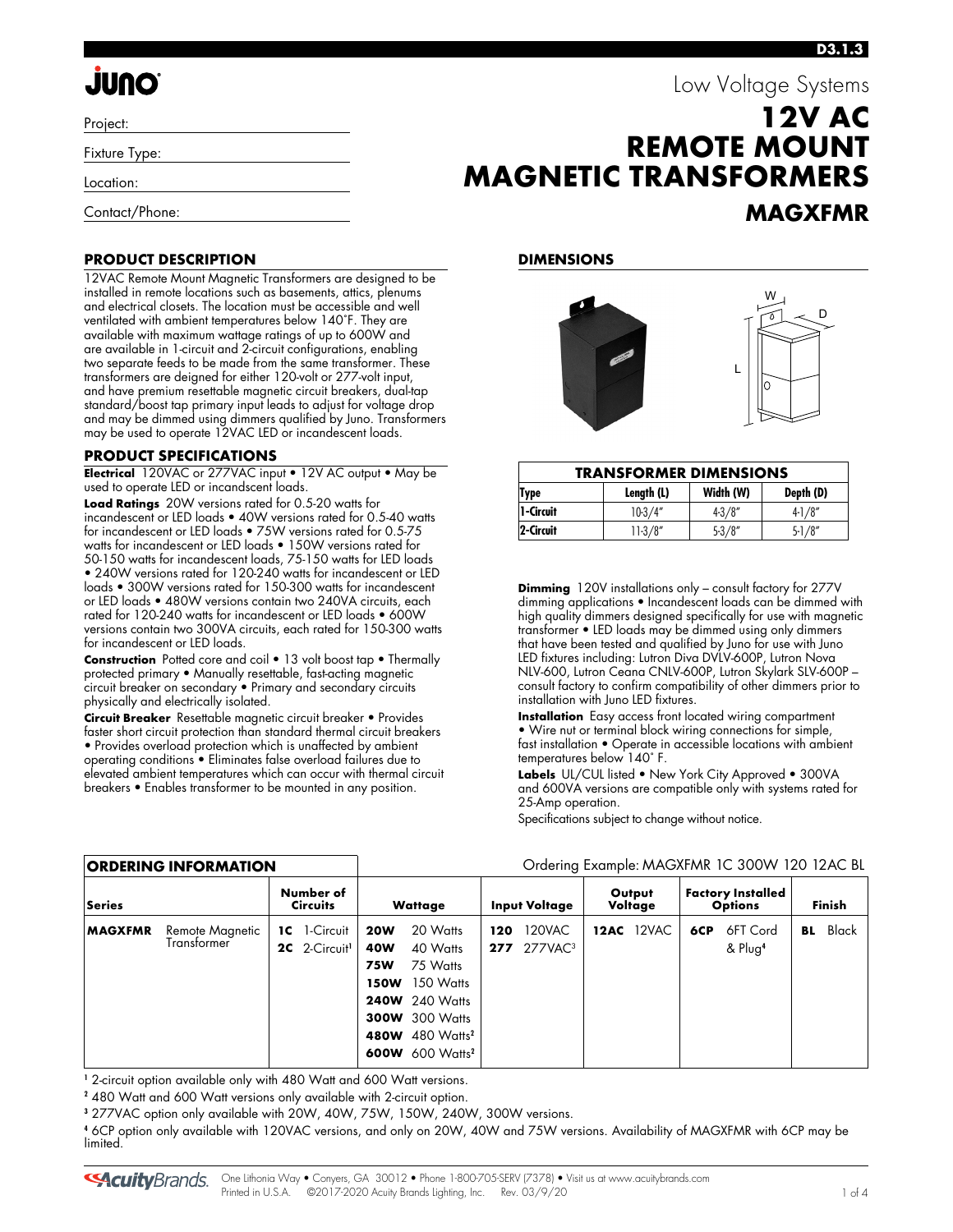JUNO

Project:

Fixture Type:

Location:

Contact/Phone:

Low Voltage Systems

# 12V AC REMOTE MOUNT MAGNETIC TRANSFORMERS

## MAGXFMR

### PRODUCT DESCRIPTION

12VAC Remote Mount Magnetic Transformers are designed to be installed in remote locations such as basements, attics, plenums and electrical closets. The location must be accessible and well ventilated with ambient temperatures below 140˚F. They are available with maximum wattage ratings of up to 600W and are available in 1-circuit and 2-circuit configurations, enabling two separate feeds to be made from the same transformer. These transformers are degined for either 120-volt or 277-volt input, and have premium resettable magnetic circuit breakers, dual-tap standard/boost tap primary input leads to adjust for voltage drop and may be dimmed using dimmers qualified by Juno. Transformers may be used to operate 12VAC LED or incandescent loads.

### PRODUCT SPECIFICATIONS

**Electrical** 120VAC or 277VAC input • 12V AC output • May be used to operate LED or incandscent loads.

**Load Ratings** 20W versions rated for 0.5-20 watts for incandescent or LED loads • 40W versions rated for 0.5-40 watts for incandescent or LED loads • 75W versions rated for 0.5-75 watts for incandescent or LED loads • 150W versions rated for 50-150 watts for incandescent loads, 75-150 watts for LED loads • 240W versions rated for 120-240 watts for incandescent or LED loads • 300W versions rated for 150-300 watts for incandescent or LED loads • 480W versions contain two 240VA circuits, each rated for 120-240 watts for incandescent or LED loads • 600W versions contain two 300VA circuits, each rated for 150-300 watts for incandescent or LED loads.

**Construction** Potted core and coil • 13 volt boost tap • Thermally protected primary • Manually resettable, fast-acting magnetic circuit breaker on secondary • Primary and secondary circuits physically and electrically isolated.

**Circuit Breaker** Resettable magnetic circuit breaker • Provides faster short circuit protection than standard thermal circuit breakers • Provides overload protection which is unaffected by ambient operating conditions • Eliminates false overload failures due to elevated ambient temperatures which can occur with thermal circuit breakers • Enables transformer to be mounted in any position.

### DIMENSIONS

| TRANSFORMER DIMENSIONS | | | |
|---|---|---|---|
| Type | Length (L) | Width (W) | Depth (D) |
| 1-Circuit | 10-3/4" | 4-3/8" | 4-1/8" |
| 2-Circuit | 11-3/8" | 5-3/8" | 5-1/8" |

**Dimming** 120V installations only – consult factory for 277V dimming applications • Incandescent loads can be dimmed with high quality dimmers designed specifically for use with magnetic transformer • LED loads may be dimmed using only dimmers that have been tested and qualified by Juno for use with Juno LED fixtures including: Lutron Diva DVLV-600P, Lutron Nova NLV-600, Lutron Ceana CNLV-600P, Lutron Skylark SLV-600P – consult factory to confirm compatibility of other dimmers prior to installation with Juno LED fixtures.

**Installation** Easy access front located wiring compartment • Wire nut or terminal block wiring connections for simple, fast installation • Operate in accessible locations with ambient temperatures below 140˚ F.

**Labels** UL/CUL listed • New York City Approved • 300VA and 600VA versions are compatible only with systems rated for 25-Amp operation.

Specifications subject to change without notice.

### ORDERING INFORMATION

Ordering Example: MAGXFMR 1C 300W 120 12AC BL

| Series | Number of Circuits | Wattage | Input Voltage | Output Voltage | Factory Installed Options | Finish |
|---|---|---|---|---|---|---|
| **MAGXFMR** Remote Magnetic Transformer | **1C** 1-Circuit<br>**2C** 2-Circuit[1] | **20W** 20 Watts<br>**40W** 40 Watts<br>**75W** 75 Watts<br>**150W** 150 Watts<br>**240W** 240 Watts<br>**300W** 300 Watts<br>**480W** 480 Watts[2]<br>**600W** 600 Watts[2] | **120** 120VAC<br>**277** 277VAC[3] | **12AC** 12VAC | **6CP** 6FT Cord & Plug[4] | **BL** Black |

[1] 2-circuit option available only with 480 Watt and 600 Watt versions.

[2] 480 Watt and 600 Watt versions only available with 2-circuit option.

[3] 277VAC option only available with 20W, 40W, 75W, 150W, 240W, 300W versions.

[4] 6CP option only available with 120VAC versions, and only on 20W, 40W and 75W versions. Availability of MAGXFMR with 6CP may be limited.

AcuityBrands. One Lithonia Way • Conyers, GA 30012 • Phone 1-800-705-SERV (7378) • Visit us at www.acuitybrands.com
Printed in U.S.A. ©2017-2020 Acuity Brands Lighting, Inc. Rev. 03/9/20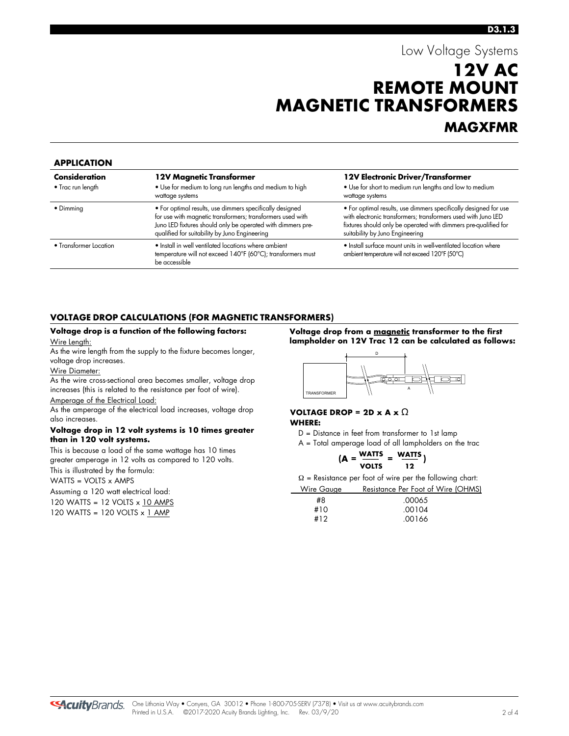# Low Voltage Systems

# 12V AC REMOTE MOUNT MAGNETIC TRANSFORMERS

## MAGXFMR

### APPLICATION

| Consideration | 12V Magnetic Transformer | 12V Electronic Driver/Transformer |
|---|---|---|
| • Trac run length | • Use for medium to long run lengths and medium to high wattage systems | • Use for short to medium run lengths and low to medium wattage systems |
| • Dimming | • For optimal results, use dimmers specifically designed for use with magnetic transformers; transformers used with Juno LED fixtures should only be operated with dimmers pre-qualified for suitability by Juno Engineering | • For optimal results, use dimmers specifically designed for use with electronic transformers; transformers used with Juno LED fixtures should only be operated with dimmers pre-qualified for suitability by Juno Engineering |
| • Transformer Location | • Install in well ventilated locations where ambient temperature will not exceed 140°F (60°C); transformers must be accessible | • Install surface mount units in well-ventilated location where ambient temperature will not exceed 120°F (50°C) |

### VOLTAGE DROP CALCULATIONS (FOR MAGNETIC TRANSFORMERS)

**Voltage drop is a function of the following factors:**

Wire Length:

As the wire length from the supply to the fixture becomes longer, voltage drop increases.

Wire Diameter:

As the wire cross-sectional area becomes smaller, voltage drop increases (this is related to the resistance per foot of wire).

Amperage of the Electrical Load:

As the amperage of the electrical load increases, voltage drop also increases.

**Voltage drop in 12 volt systems is 10 times greater than in 120 volt systems.**

This is because a load of the same wattage has 10 times greater amperage in 12 volts as compared to 120 volts.

This is illustrated by the formula:

WATTS = VOLTS x AMPS

Assuming a 120 watt electrical load:

120 WATTS = 12 VOLTS x 10 AMPS

120 WATTS = 120 VOLTS x 1 AMP

**Voltage drop from a magnetic transformer to the first lampholder on 12V Trac 12 can be calculated as follows:**

TRANSFORMER D A

**VOLTAGE DROP = 2D x A x Ω**

**WHERE:**

D = Distance in feet from transformer to 1st lamp

A = Total amperage load of all lampholders on the trac

$$\left(A = \frac{\text{WATTS}}{\text{VOLTS}} = \frac{\text{WATTS}}{12}\right)$$

Ω = Resistance per foot of wire per the following chart:

| Wire Gauge | Resistance Per Foot of Wire (OHMS) |
|---|---|
| #8 | .00065 |
| #10 | .00104 |
| #12 | .00166 |

One Lithonia Way • Conyers, GA 30012 • Phone 1-800-705-SERV (7378) • Visit us at www.acuitybrands.com
Printed in U.S.A. ©2017-2020 Acuity Brands Lighting, Inc. Rev. 03/9/20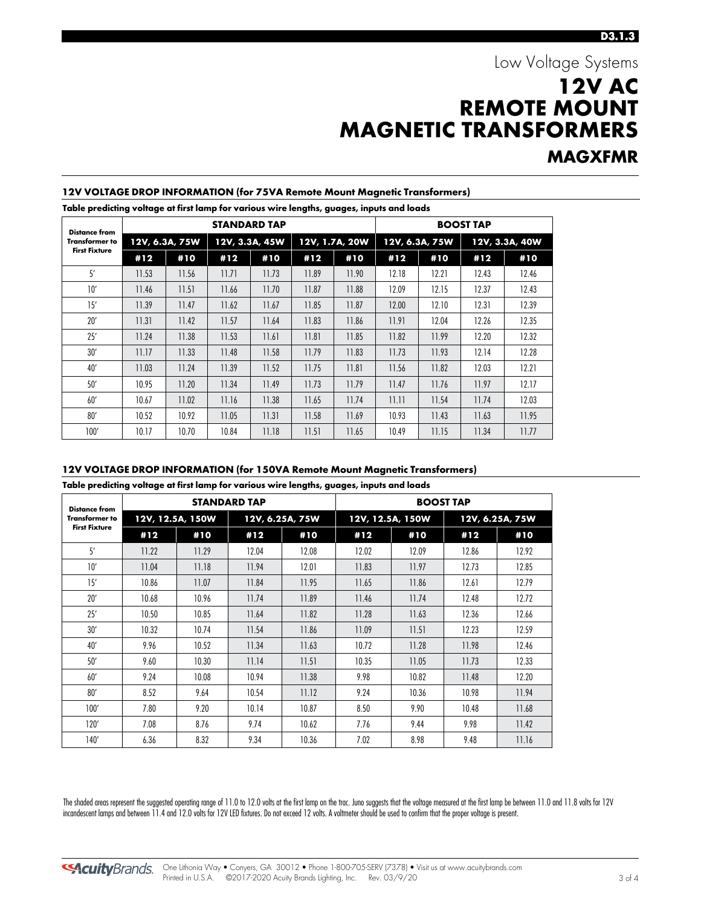# Low Voltage Systems

# 12V AC REMOTE MOUNT MAGNETIC TRANSFORMERS

## MAGXFMR

### 12V VOLTAGE DROP INFORMATION (for 75VA Remote Mount Magnetic Transformers)

**Table predicting voltage at first lamp for various wire lengths, guages, inputs and loads**

| Distance from Transformer to First Fixture | STANDARD TAP | | | | | | BOOST TAP | | | |
|---|---|---|---|---|---|---|---|---|---|---|
| | 12V, 6.3A, 75W | | 12V, 3.3A, 45W | | 12V, 1.7A, 20W | | 12V, 6.3A, 75W | | 12V, 3.3A, 40W | |
| | #12 | #10 | #12 | #10 | #12 | #10 | #12 | #10 | #12 | #10 |
| 5′ | 11.53 | 11.56 | 11.71 | 11.73 | 11.89 | 11.90 | 12.18 | 12.21 | 12.43 | 12.46 |
| 10′ | 11.46 | 11.51 | 11.66 | 11.70 | 11.87 | 11.88 | 12.09 | 12.15 | 12.37 | 12.43 |
| 15′ | 11.39 | 11.47 | 11.62 | 11.67 | 11.85 | 11.87 | 12.00 | 12.10 | 12.31 | 12.39 |
| 20′ | 11.31 | 11.42 | 11.57 | 11.64 | 11.83 | 11.86 | 11.91 | 12.04 | 12.26 | 12.35 |
| 25′ | 11.24 | 11.38 | 11.53 | 11.61 | 11.81 | 11.85 | 11.82 | 11.99 | 12.20 | 12.32 |
| 30′ | 11.17 | 11.33 | 11.48 | 11.58 | 11.79 | 11.83 | 11.73 | 11.93 | 12.14 | 12.28 |
| 40′ | 11.03 | 11.24 | 11.39 | 11.52 | 11.75 | 11.81 | 11.56 | 11.82 | 12.03 | 12.21 |
| 50′ | 10.95 | 11.20 | 11.34 | 11.49 | 11.73 | 11.79 | 11.47 | 11.76 | 11.97 | 12.17 |
| 60′ | 10.67 | 11.02 | 11.16 | 11.38 | 11.65 | 11.74 | 11.11 | 11.54 | 11.74 | 12.03 |
| 80′ | 10.52 | 10.92 | 11.05 | 11.31 | 11.58 | 11.69 | 10.93 | 11.43 | 11.63 | 11.95 |
| 100′ | 10.17 | 10.70 | 10.84 | 11.18 | 11.51 | 11.65 | 10.49 | 11.15 | 11.34 | 11.77 |

### 12V VOLTAGE DROP INFORMATION (for 150VA Remote Mount Magnetic Transformers)

**Table predicting voltage at first lamp for various wire lengths, guages, inputs and loads**

| Distance from Transformer to First Fixture | STANDARD TAP | | | | BOOST TAP | | | |
|---|---|---|---|---|---|---|---|---|
| | 12V, 12.5A, 150W | | 12V, 6.25A, 75W | | 12V, 12.5A, 150W | | 12V, 6.25A, 75W | |
| | #12 | #10 | #12 | #10 | #12 | #10 | #12 | #10 |
| 5′ | 11.22 | 11.29 | 12.04 | 12.08 | 12.02 | 12.09 | 12.86 | 12.92 |
| 10′ | 11.04 | 11.18 | 11.94 | 12.01 | 11.83 | 11.97 | 12.73 | 12.85 |
| 15′ | 10.86 | 11.07 | 11.84 | 11.95 | 11.65 | 11.86 | 12.61 | 12.79 |
| 20′ | 10.68 | 10.96 | 11.74 | 11.89 | 11.46 | 11.74 | 12.48 | 12.72 |
| 25′ | 10.50 | 10.85 | 11.64 | 11.82 | 11.28 | 11.63 | 12.36 | 12.66 |
| 30′ | 10.32 | 10.74 | 11.54 | 11.86 | 11.09 | 11.51 | 12.23 | 12.59 |
| 40′ | 9.96 | 10.52 | 11.34 | 11.63 | 10.72 | 11.28 | 11.98 | 12.46 |
| 50′ | 9.60 | 10.30 | 11.14 | 11.51 | 10.35 | 11.05 | 11.73 | 12.33 |
| 60′ | 9.24 | 10.08 | 10.94 | 11.38 | 9.98 | 10.82 | 11.48 | 12.20 |
| 80′ | 8.52 | 9.64 | 10.54 | 11.12 | 9.24 | 10.36 | 10.98 | 11.94 |
| 100′ | 7.80 | 9.20 | 10.14 | 10.87 | 8.50 | 9.90 | 10.48 | 11.68 |
| 120′ | 7.08 | 8.76 | 9.74 | 10.62 | 7.76 | 9.44 | 9.98 | 11.42 |
| 140′ | 6.36 | 8.32 | 9.34 | 10.36 | 7.02 | 8.98 | 9.48 | 11.16 |

The shaded areas represent the suggested operating range of 11.0 to 12.0 volts at the first lamp on the trac. Juno suggests that the voltage measured at the first lamp be between 11.0 and 11.8 volts for 12V incandescent lamps and between 11.4 and 12.0 volts for 12V LED fixtures. Do not exceed 12 volts. A voltmeter should be used to confirm that the proper voltage is present.

One Lithonia Way • Conyers, GA 30012 • Phone 1-800-705-SERV (7378) • Visit us at www.acuitybrands.com
Printed in U.S.A. ©2017-2020 Acuity Brands Lighting, Inc. Rev. 03/9/20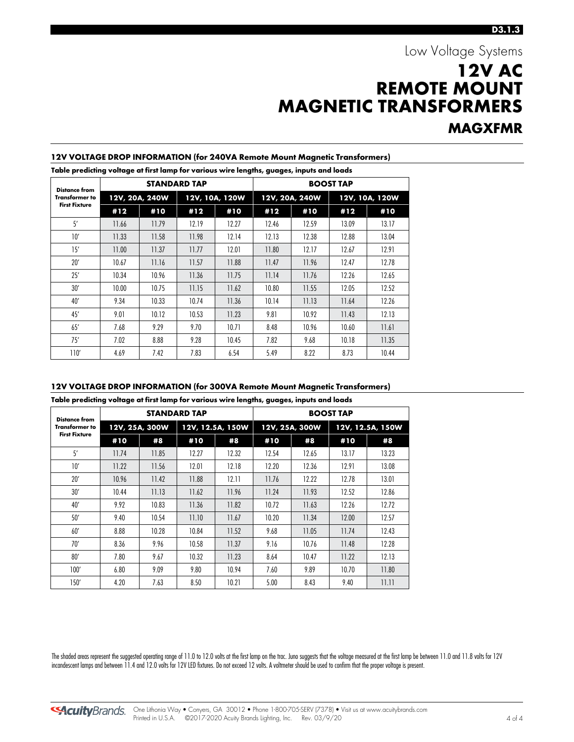Low Voltage Systems

# 12V AC REMOTE MOUNT MAGNETIC TRANSFORMERS

## MAGXFMR

### 12V VOLTAGE DROP INFORMATION (for 240VA Remote Mount Magnetic Transformers)

**Table predicting voltage at first lamp for various wire lengths, guages, inputs and loads**

| Distance from Transformer to First Fixture | STANDARD TAP | | | | BOOST TAP | | | |
|---|---|---|---|---|---|---|---|---|
| | 12V, 20A, 240W | | 12V, 10A, 120W | | 12V, 20A, 240W | | 12V, 10A, 120W | |
| | #12 | #10 | #12 | #10 | #12 | #10 | #12 | #10 |
| 5′ | 11.66 | 11.79 | 12.19 | 12.27 | 12.46 | 12.59 | 13.09 | 13.17 |
| 10′ | 11.33 | 11.58 | 11.98 | 12.14 | 12.13 | 12.38 | 12.88 | 13.04 |
| 15′ | 11.00 | 11.37 | 11.77 | 12.01 | 11.80 | 12.17 | 12.67 | 12.91 |
| 20′ | 10.67 | 11.16 | 11.57 | 11.88 | 11.47 | 11.96 | 12.47 | 12.78 |
| 25′ | 10.34 | 10.96 | 11.36 | 11.75 | 11.14 | 11.76 | 12.26 | 12.65 |
| 30′ | 10.00 | 10.75 | 11.15 | 11.62 | 10.80 | 11.55 | 12.05 | 12.52 |
| 40′ | 9.34 | 10.33 | 10.74 | 11.36 | 10.14 | 11.13 | 11.64 | 12.26 |
| 45′ | 9.01 | 10.12 | 10.53 | 11.23 | 9.81 | 10.92 | 11.43 | 12.13 |
| 65′ | 7.68 | 9.29 | 9.70 | 10.71 | 8.48 | 10.96 | 10.60 | 11.61 |
| 75′ | 7.02 | 8.88 | 9.28 | 10.45 | 7.82 | 9.68 | 10.18 | 11.35 |
| 110′ | 4.69 | 7.42 | 7.83 | 6.54 | 5.49 | 8.22 | 8.73 | 10.44 |

### 12V VOLTAGE DROP INFORMATION (for 300VA Remote Mount Magnetic Transformers)

**Table predicting voltage at first lamp for various wire lengths, guages, inputs and loads**

| Distance from Transformer to First Fixture | STANDARD TAP | | | | BOOST TAP | | | |
|---|---|---|---|---|---|---|---|---|
| | 12V, 25A, 300W | | 12V, 12.5A, 150W | | 12V, 25A, 300W | | 12V, 12.5A, 150W | |
| | #10 | #8 | #10 | #8 | #10 | #8 | #10 | #8 |
| 5′ | 11.74 | 11.85 | 12.27 | 12.32 | 12.54 | 12.65 | 13.17 | 13.23 |
| 10′ | 11.22 | 11.56 | 12.01 | 12.18 | 12.20 | 12.36 | 12.91 | 13.08 |
| 20′ | 10.96 | 11.42 | 11.88 | 12.11 | 11.76 | 12.22 | 12.78 | 13.01 |
| 30′ | 10.44 | 11.13 | 11.62 | 11.96 | 11.24 | 11.93 | 12.52 | 12.86 |
| 40′ | 9.92 | 10.83 | 11.36 | 11.82 | 10.72 | 11.63 | 12.26 | 12.72 |
| 50′ | 9.40 | 10.54 | 11.10 | 11.67 | 10.20 | 11.34 | 12.00 | 12.57 |
| 60′ | 8.88 | 10.28 | 10.84 | 11.52 | 9.68 | 11.05 | 11.74 | 12.43 |
| 70′ | 8.36 | 9.96 | 10.58 | 11.37 | 9.16 | 10.76 | 11.48 | 12.28 |
| 80′ | 7.80 | 9.67 | 10.32 | 11.23 | 8.64 | 10.47 | 11.22 | 12.13 |
| 100′ | 6.80 | 9.09 | 9.80 | 10.94 | 7.60 | 9.89 | 10.70 | 11.80 |
| 150′ | 4.20 | 7.63 | 8.50 | 10.21 | 5.00 | 8.43 | 9.40 | 11.11 |

The shaded areas represent the suggested operating range of 11.0 to 12.0 volts at the first lamp on the trac. Juno suggests that the voltage measured at the first lamp be between 11.0 and 11.8 volts for 12V incandescent lamps and between 11.4 and 12.0 volts for 12V LED fixtures. Do not exceed 12 volts. A voltmeter should be used to confirm that the proper voltage is present.

AcuityBrands. One Lithonia Way • Conyers, GA 30012 • Phone 1-800-705-SERV (7378) • Visit us at www.acuitybrands.com
Printed in U.S.A. ©2017-2020 Acuity Brands Lighting, Inc. Rev. 03/9/20